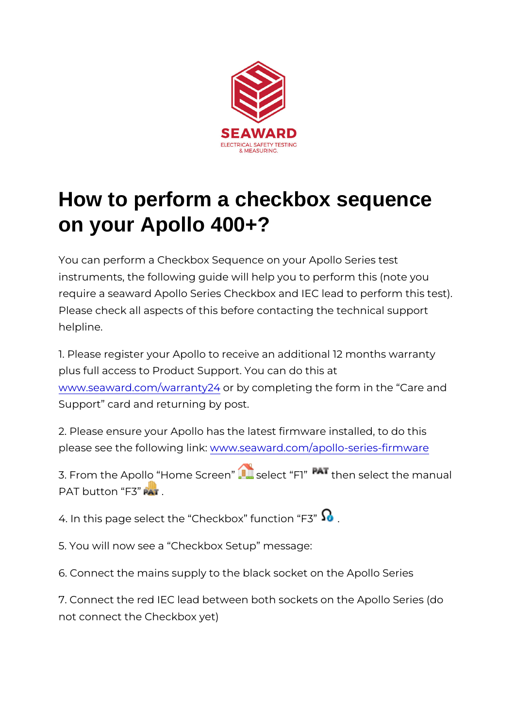# How to perform a checkbox sequence on your Apollo 400+?

You can perform a Checkbox Sequence on your Apollo Series test instruments, the following guide will help you to perform this (note you require a seaward Apollo Series Checkbox and IEC lead to perform this test). Please check all aspects of this before contacting the technical support helpline.

1. Please register your Apollo to receive an additional 12 months warranty plus full access to Product Support. You can do this at www.seaward.com/warranty24 or by completing the form in the "Care and Support" card and returning by post.

2. Please ensure your Apollo has the latest firmware installed, to do this please see the following link: www.seaward.com/apollo-series-firmware

3. From the Apollo "Home Screen" select "F1" then select the manual PAT button "F3".

4. In this page select the "Checkbox" function "F3".

5. You will now see a "Checkbox Setup" message:

6. Connect the mains supply to the black socket on the Apollo Series

7. Connect the red IEC lead between both sockets on the Apollo Series (do not connect the Checkbox yet)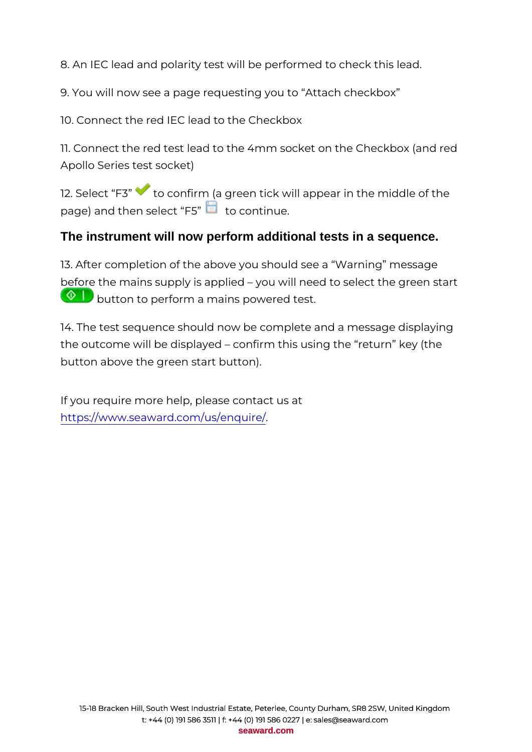8. An IEC lead and polarity test will be performed to check this lead.

9. You will now see a page requesting you to "Attach checkbox"

10. Connect the red IEC lead to the Checkbox

11. Connect the red test lead to the 4mm socket on the Checkbox (and red Apollo Series test socket)

12. Select "F3" to confirm (a green tick will appear in the middle of the page) and then select "F5" to continue.

**The instrument will now perform additional tests in a sequence.**

13. After completion of the above you should see a "Warning" message before the mains supply is applied – you will need to select the green start button to perform a mains powered test.

14. The test sequence should now be complete and a message displaying the outcome will be displayed – confirm this using the "return" key (the button above the green start button).

If you require more help, please contact us at https://www.seaward.com/us/enquire/.

15-18 Bracken Hill, South West Industrial Estate, Peterlee, County Durham, SR8 2SW, United Kingdom
t: +44 (0) 191 586 3511 | f: +44 (0) 191 586 0227 | e: sales@seaward.com
seaward.com